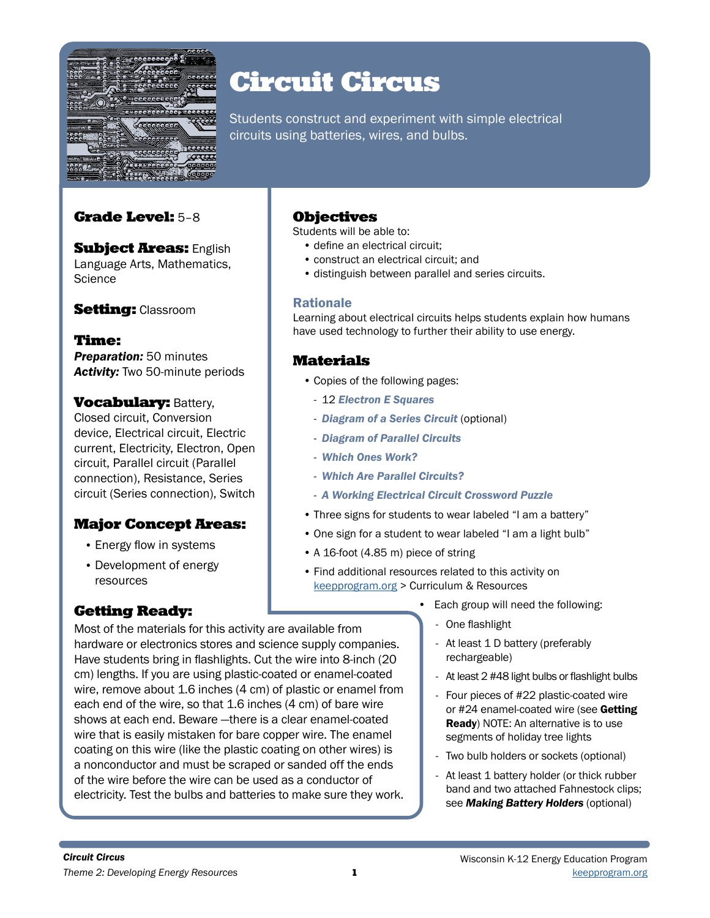# Circuit Circus

Students construct and experiment with simple electrical circuits using batteries, wires, and bulbs.

**Grade Level:** 5–8

**Subject Areas:** English Language Arts, Mathematics, Science

**Setting:** Classroom

**Time:**
***Preparation:*** 50 minutes
***Activity:*** Two 50-minute periods

**Vocabulary:** Battery, Closed circuit, Conversion device, Electrical circuit, Electric current, Electricity, Electron, Open circuit, Parallel circuit (Parallel connection), Resistance, Series circuit (Series connection), Switch

## Major Concept Areas:

- Energy flow in systems
- Development of energy resources

## Objectives

Students will be able to:

- define an electrical circuit;
- construct an electrical circuit; and
- distinguish between parallel and series circuits.

### Rationale

Learning about electrical circuits helps students explain how humans have used technology to further their ability to use energy.

## Materials

- Copies of the following pages:
  - 12 ***Electron E Squares***
  - ***Diagram of a Series Circuit*** (optional)
  - ***Diagram of Parallel Circuits***
  - ***Which Ones Work?***
  - ***Which Are Parallel Circuits?***
  - ***A Working Electrical Circuit Crossword Puzzle***
- Three signs for students to wear labeled "I am a battery"
- One sign for a student to wear labeled "I am a light bulb"
- A 16-foot (4.85 m) piece of string
- Find additional resources related to this activity on keepprogram.org > Curriculum & Resources
- Each group will need the following:
  - One flashlight
  - At least 1 D battery (preferably rechargeable)
  - At least 2 #48 light bulbs or flashlight bulbs
  - Four pieces of #22 plastic-coated wire or #24 enamel-coated wire (see **Getting Ready**) NOTE: An alternative is to use segments of holiday tree lights
  - Two bulb holders or sockets (optional)
  - At least 1 battery holder (or thick rubber band and two attached Fahnestock clips; see ***Making Battery Holders*** (optional)

## Getting Ready:

Most of the materials for this activity are available from hardware or electronics stores and science supply companies. Have students bring in flashlights. Cut the wire into 8-inch (20 cm) lengths. If you are using plastic-coated or enamel-coated wire, remove about 1.6 inches (4 cm) of plastic or enamel from each end of the wire, so that 1.6 inches (4 cm) of bare wire shows at each end. Beware —there is a clear enamel-coated wire that is easily mistaken for bare copper wire. The enamel coating on this wire (like the plastic coating on other wires) is a nonconductor and must be scraped or sanded off the ends of the wire before the wire can be used as a conductor of electricity. Test the bulbs and batteries to make sure they work.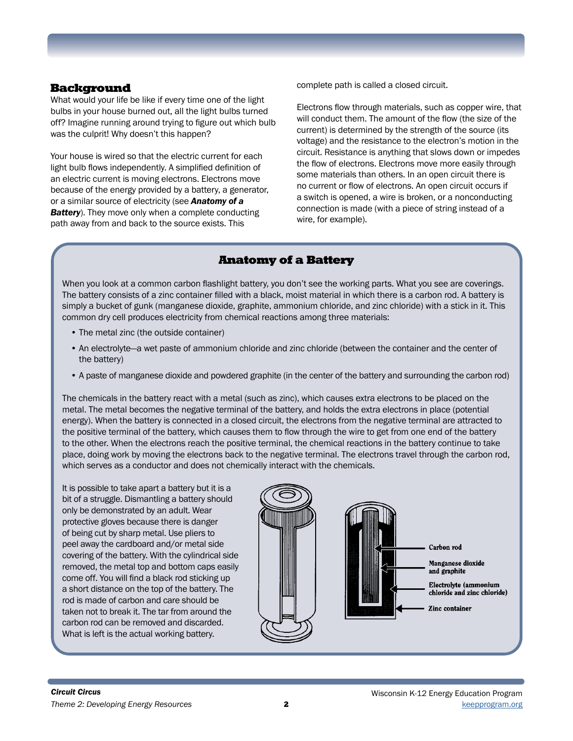## Background

What would your life be like if every time one of the light bulbs in your house burned out, all the light bulbs turned off? Imagine running around trying to figure out which bulb was the culprit! Why doesn't this happen?

Your house is wired so that the electric current for each light bulb flows independently. A simplified definition of an electric current is moving electrons. Electrons move because of the energy provided by a battery, a generator, or a similar source of electricity (see ***Anatomy of a Battery***). They move only when a complete conducting path away from and back to the source exists. This complete path is called a closed circuit.

Electrons flow through materials, such as copper wire, that will conduct them. The amount of the flow (the size of the current) is determined by the strength of the source (its voltage) and the resistance to the electron's motion in the circuit. Resistance is anything that slows down or impedes the flow of electrons. Electrons move more easily through some materials than others. In an open circuit there is no current or flow of electrons. An open circuit occurs if a switch is opened, a wire is broken, or a nonconducting connection is made (with a piece of string instead of a wire, for example).

### Anatomy of a Battery

When you look at a common carbon flashlight battery, you don't see the working parts. What you see are coverings. The battery consists of a zinc container filled with a black, moist material in which there is a carbon rod. A battery is simply a bucket of gunk (manganese dioxide, graphite, ammonium chloride, and zinc chloride) with a stick in it. This common dry cell produces electricity from chemical reactions among three materials:

- The metal zinc (the outside container)
- An electrolyte—a wet paste of ammonium chloride and zinc chloride (between the container and the center of the battery)
- A paste of manganese dioxide and powdered graphite (in the center of the battery and surrounding the carbon rod)

The chemicals in the battery react with a metal (such as zinc), which causes extra electrons to be placed on the metal. The metal becomes the negative terminal of the battery, and holds the extra electrons in place (potential energy). When the battery is connected in a closed circuit, the electrons from the negative terminal are attracted to the positive terminal of the battery, which causes them to flow through the wire to get from one end of the battery to the other. When the electrons reach the positive terminal, the chemical reactions in the battery continue to take place, doing work by moving the electrons back to the negative terminal. The electrons travel through the carbon rod, which serves as a conductor and does not chemically interact with the chemicals.

It is possible to take apart a battery but it is a bit of a struggle. Dismantling a battery should only be demonstrated by an adult. Wear protective gloves because there is danger of being cut by sharp metal. Use pliers to peel away the cardboard and/or metal side covering of the battery. With the cylindrical side removed, the metal top and bottom caps easily come off. You will find a black rod sticking up a short distance on the top of the battery. The rod is made of carbon and care should be taken not to break it. The tar from around the carbon rod can be removed and discarded. What is left is the actual working battery.

Carbon rod

Manganese dioxide and graphite

Electrolyte (ammonium chloride and zinc chloride)

Zinc container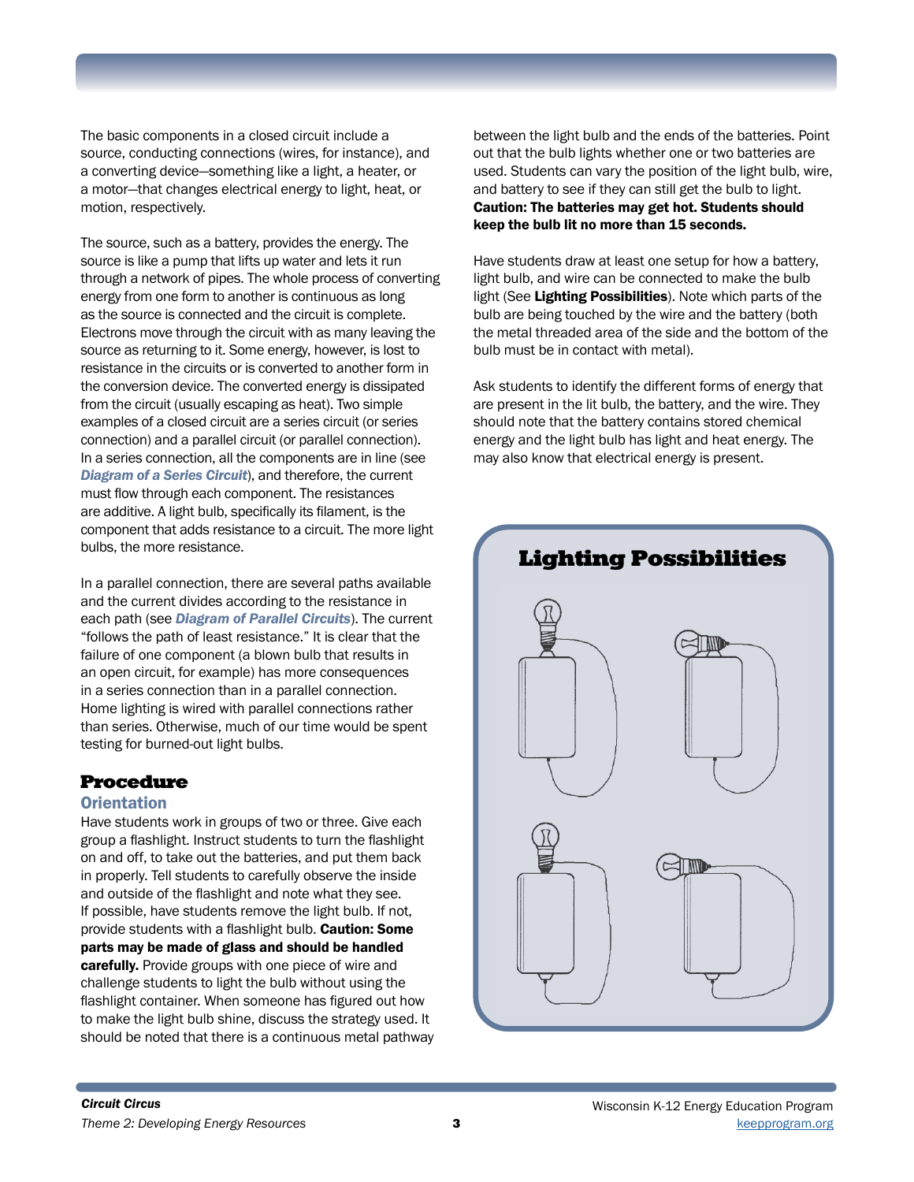The basic components in a closed circuit include a source, conducting connections (wires, for instance), and a converting device—something like a light, a heater, or a motor—that changes electrical energy to light, heat, or motion, respectively.

The source, such as a battery, provides the energy. The source is like a pump that lifts up water and lets it run through a network of pipes. The whole process of converting energy from one form to another is continuous as long as the source is connected and the circuit is complete. Electrons move through the circuit with as many leaving the source as returning to it. Some energy, however, is lost to resistance in the circuits or is converted to another form in the conversion device. The converted energy is dissipated from the circuit (usually escaping as heat). Two simple examples of a closed circuit are a series circuit (or series connection) and a parallel circuit (or parallel connection). In a series connection, all the components are in line (see ***Diagram of a Series Circuit***), and therefore, the current must flow through each component. The resistances are additive. A light bulb, specifically its filament, is the component that adds resistance to a circuit. The more light bulbs, the more resistance.

In a parallel connection, there are several paths available and the current divides according to the resistance in each path (see ***Diagram of Parallel Circuits***). The current "follows the path of least resistance." It is clear that the failure of one component (a blown bulb that results in an open circuit, for example) has more consequences in a series connection than in a parallel connection. Home lighting is wired with parallel connections rather than series. Otherwise, much of our time would be spent testing for burned-out light bulbs.

## Procedure

### Orientation

Have students work in groups of two or three. Give each group a flashlight. Instruct students to turn the flashlight on and off, to take out the batteries, and put them back in properly. Tell students to carefully observe the inside and outside of the flashlight and note what they see. If possible, have students remove the light bulb. If not, provide students with a flashlight bulb. **Caution: Some parts may be made of glass and should be handled carefully.** Provide groups with one piece of wire and challenge students to light the bulb without using the flashlight container. When someone has figured out how to make the light bulb shine, discuss the strategy used. It should be noted that there is a continuous metal pathway between the light bulb and the ends of the batteries. Point out that the bulb lights whether one or two batteries are used. Students can vary the position of the light bulb, wire, and battery to see if they can still get the bulb to light. **Caution: The batteries may get hot. Students should keep the bulb lit no more than 15 seconds.**

Have students draw at least one setup for how a battery, light bulb, and wire can be connected to make the bulb light (See **Lighting Possibilities**). Note which parts of the bulb are being touched by the wire and the battery (both the metal threaded area of the side and the bottom of the bulb must be in contact with metal).

Ask students to identify the different forms of energy that are present in the lit bulb, the battery, and the wire. They should note that the battery contains stored chemical energy and the light bulb has light and heat energy. The may also know that electrical energy is present.

**Lighting Possibilities**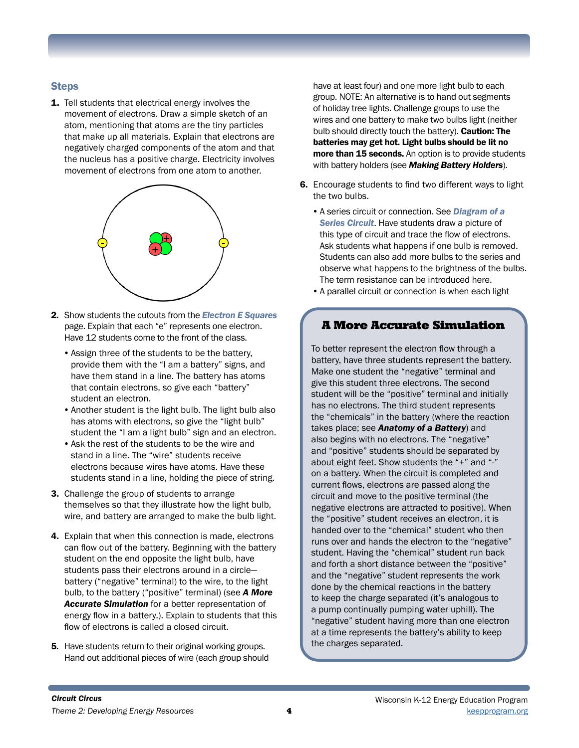## Steps

1. Tell students that electrical energy involves the movement of electrons. Draw a simple sketch of an atom, mentioning that atoms are the tiny particles that make up all materials. Explain that electrons are negatively charged components of the atom and that the nucleus has a positive charge. Electricity involves movement of electrons from one atom to another.

2. Show students the cutouts from the ***Electron E Squares*** page. Explain that each "e" represents one electron. Have 12 students come to the front of the class.
   - Assign three of the students to be the battery, provide them with the "I am a battery" signs, and have them stand in a line. The battery has atoms that contain electrons, so give each "battery" student an electron.
   - Another student is the light bulb. The light bulb also has atoms with electrons, so give the "light bulb" student the "I am a light bulb" sign and an electron.
   - Ask the rest of the students to be the wire and stand in a line. The "wire" students receive electrons because wires have atoms. Have these students stand in a line, holding the piece of string.

3. Challenge the group of students to arrange themselves so that they illustrate how the light bulb, wire, and battery are arranged to make the bulb light.

4. Explain that when this connection is made, electrons can flow out of the battery. Beginning with the battery student on the end opposite the light bulb, have students pass their electrons around in a circle—battery ("negative" terminal) to the wire, to the light bulb, to the battery ("positive" terminal) (see ***A More Accurate Simulation*** for a better representation of energy flow in a battery.). Explain to students that this flow of electrons is called a closed circuit.

5. Have students return to their original working groups. Hand out additional pieces of wire (each group should have at least four) and one more light bulb to each group. NOTE: An alternative is to hand out segments of holiday tree lights. Challenge groups to use the wires and one battery to make two bulbs light (neither bulb should directly touch the battery). **Caution: The batteries may get hot. Light bulbs should be lit no more than 15 seconds.** An option is to provide students with battery holders (see ***Making Battery Holders***).

6. Encourage students to find two different ways to light the two bulbs.
   - A series circuit or connection. See ***Diagram of a Series Circuit***. Have students draw a picture of this type of circuit and trace the flow of electrons. Ask students what happens if one bulb is removed. Students can also add more bulbs to the series and observe what happens to the brightness of the bulbs. The term resistance can be introduced here.
   - A parallel circuit or connection is when each light

### A More Accurate Simulation

To better represent the electron flow through a battery, have three students represent the battery. Make one student the "negative" terminal and give this student three electrons. The second student will be the "positive" terminal and initially has no electrons. The third student represents the "chemicals" in the battery (where the reaction takes place; see ***Anatomy of a Battery***) and also begins with no electrons. The "negative" and "positive" students should be separated by about eight feet. Show students the "+" and "-" on a battery. When the circuit is completed and current flows, electrons are passed along the circuit and move to the positive terminal (the negative electrons are attracted to positive). When the "positive" student receives an electron, it is handed over to the "chemical" student who then runs over and hands the electron to the "negative" student. Having the "chemical" student run back and forth a short distance between the "positive" and the "negative" student represents the work done by the chemical reactions in the battery to keep the charge separated (it's analogous to a pump continually pumping water uphill). The "negative" student having more than one electron at a time represents the battery's ability to keep the charges separated.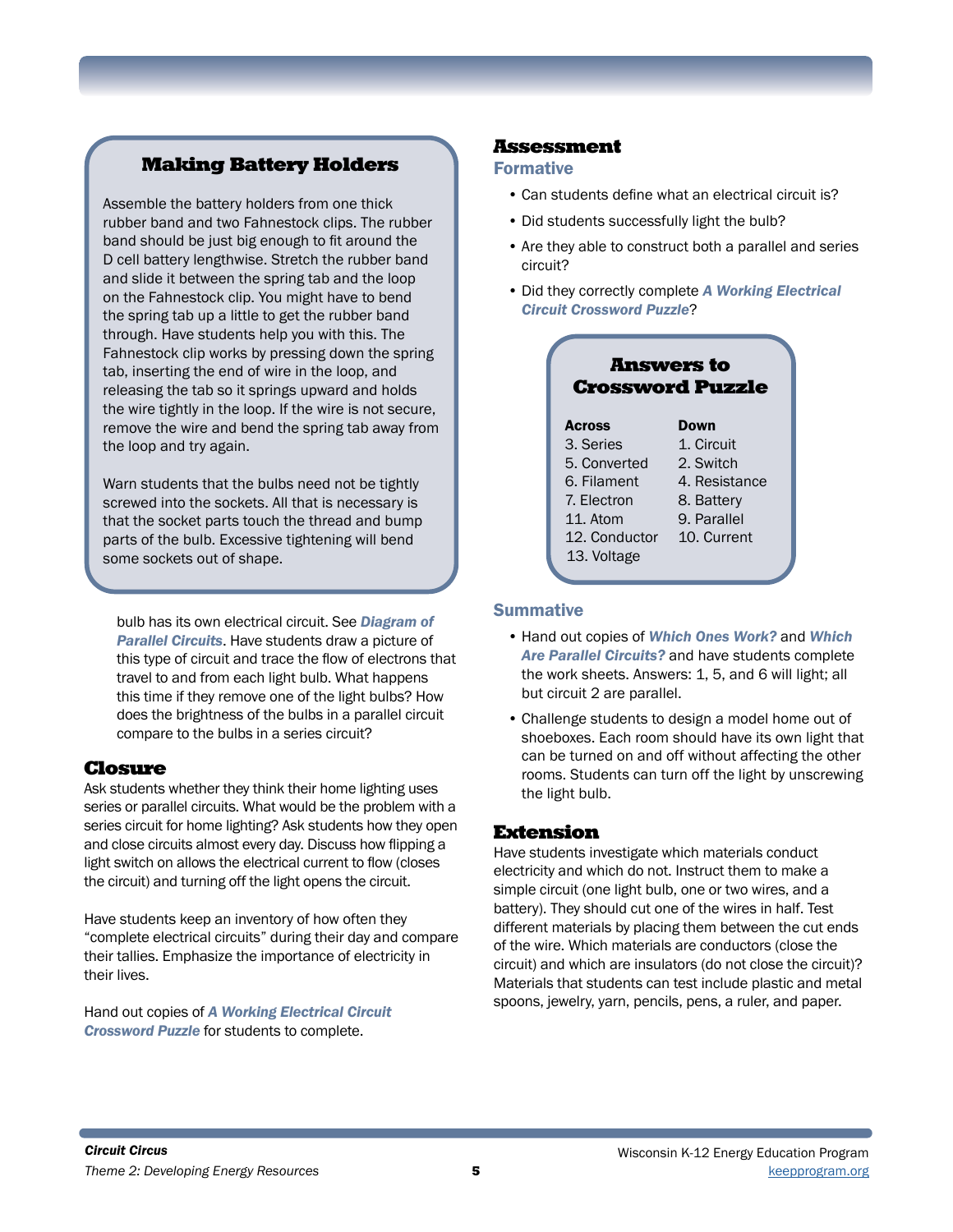## Making Battery Holders

Assemble the battery holders from one thick rubber band and two Fahnestock clips. The rubber band should be just big enough to fit around the D cell battery lengthwise. Stretch the rubber band and slide it between the spring tab and the loop on the Fahnestock clip. You might have to bend the spring tab up a little to get the rubber band through. Have students help you with this. The Fahnestock clip works by pressing down the spring tab, inserting the end of wire in the loop, and releasing the tab so it springs upward and holds the wire tightly in the loop. If the wire is not secure, remove the wire and bend the spring tab away from the loop and try again.

Warn students that the bulbs need not be tightly screwed into the sockets. All that is necessary is that the socket parts touch the thread and bump parts of the bulb. Excessive tightening will bend some sockets out of shape.

bulb has its own electrical circuit. See ***Diagram of Parallel Circuits***. Have students draw a picture of this type of circuit and trace the flow of electrons that travel to and from each light bulb. What happens this time if they remove one of the light bulbs? How does the brightness of the bulbs in a parallel circuit compare to the bulbs in a series circuit?

## Closure

Ask students whether they think their home lighting uses series or parallel circuits. What would be the problem with a series circuit for home lighting? Ask students how they open and close circuits almost every day. Discuss how flipping a light switch on allows the electrical current to flow (closes the circuit) and turning off the light opens the circuit.

Have students keep an inventory of how often they "complete electrical circuits" during their day and compare their tallies. Emphasize the importance of electricity in their lives.

Hand out copies of ***A Working Electrical Circuit Crossword Puzzle*** for students to complete.

## Assessment

### Formative

- Can students define what an electrical circuit is?
- Did students successfully light the bulb?
- Are they able to construct both a parallel and series circuit?
- Did they correctly complete ***A Working Electrical Circuit Crossword Puzzle***?

## Answers to Crossword Puzzle

| Across | Down |
|---|---|
| 3. Series | 1. Circuit |
| 5. Converted | 2. Switch |
| 6. Filament | 4. Resistance |
| 7. Electron | 8. Battery |
| 11. Atom | 9. Parallel |
| 12. Conductor | 10. Current |
| 13. Voltage | |

### Summative

- Hand out copies of ***Which Ones Work?*** and ***Which Are Parallel Circuits?*** and have students complete the work sheets. Answers: 1, 5, and 6 will light; all but circuit 2 are parallel.
- Challenge students to design a model home out of shoeboxes. Each room should have its own light that can be turned on and off without affecting the other rooms. Students can turn off the light by unscrewing the light bulb.

## Extension

Have students investigate which materials conduct electricity and which do not. Instruct them to make a simple circuit (one light bulb, one or two wires, and a battery). They should cut one of the wires in half. Test different materials by placing them between the cut ends of the wire. Which materials are conductors (close the circuit) and which are insulators (do not close the circuit)? Materials that students can test include plastic and metal spoons, jewelry, yarn, pencils, pens, a ruler, and paper.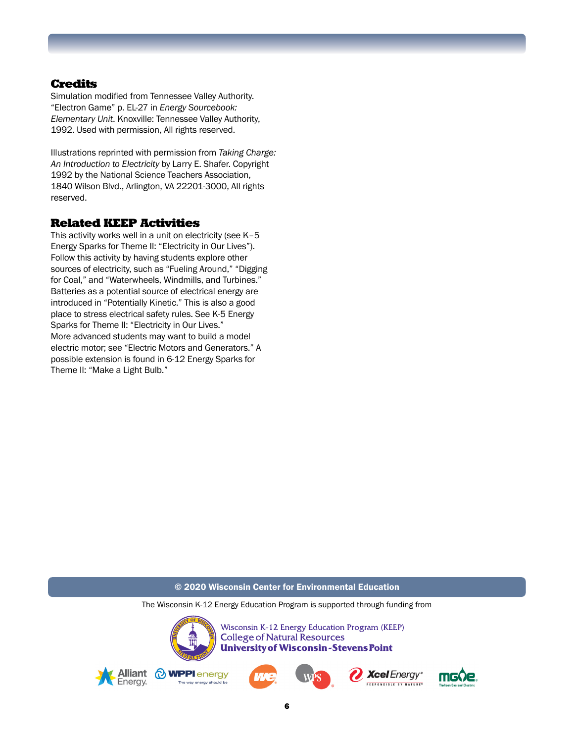## Credits

Simulation modified from Tennessee Valley Authority. "Electron Game" p. EL-27 in *Energy Sourcebook: Elementary Unit*. Knoxville: Tennessee Valley Authority, 1992. Used with permission, All rights reserved.

Illustrations reprinted with permission from *Taking Charge: An Introduction to Electricity* by Larry E. Shafer. Copyright 1992 by the National Science Teachers Association, 1840 Wilson Blvd., Arlington, VA 22201-3000, All rights reserved.

## Related KEEP Activities

This activity works well in a unit on electricity (see K–5 Energy Sparks for Theme II: "Electricity in Our Lives"). Follow this activity by having students explore other sources of electricity, such as "Fueling Around," "Digging for Coal," and "Waterwheels, Windmills, and Turbines." Batteries as a potential source of electrical energy are introduced in "Potentially Kinetic." This is also a good place to stress electrical safety rules. See K-5 Energy Sparks for Theme II: "Electricity in Our Lives." More advanced students may want to build a model electric motor; see "Electric Motors and Generators." A possible extension is found in 6-12 Energy Sparks for Theme II: "Make a Light Bulb."

© 2020 Wisconsin Center for Environmental Education

The Wisconsin K-12 Energy Education Program is supported through funding from

Wisconsin K-12 Energy Education Program (KEEP)
College of Natural Resources
University of Wisconsin-Stevens Point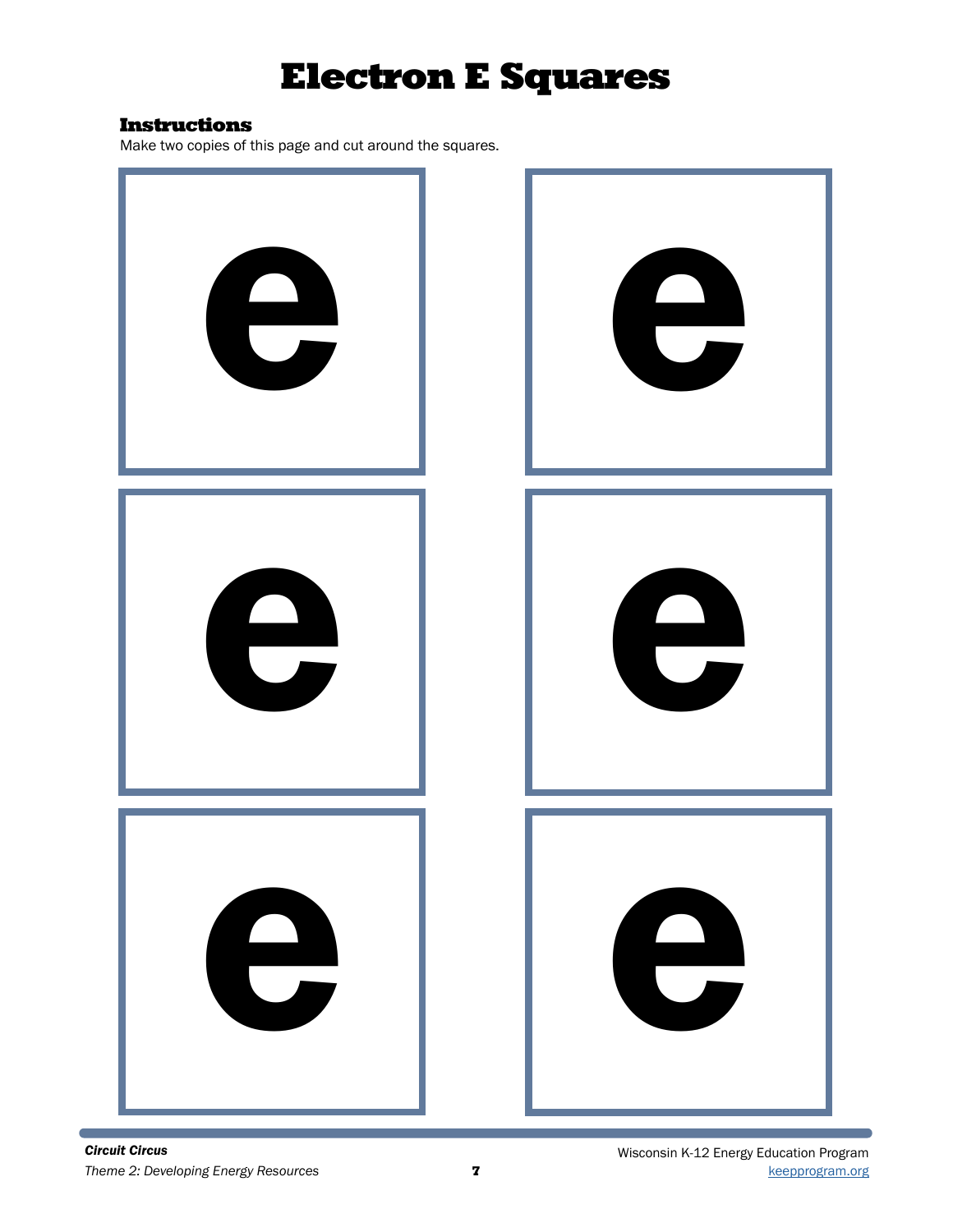# Electron E Squares

### Instructions

Make two copies of this page and cut around the squares.

e

e

e

e

e

e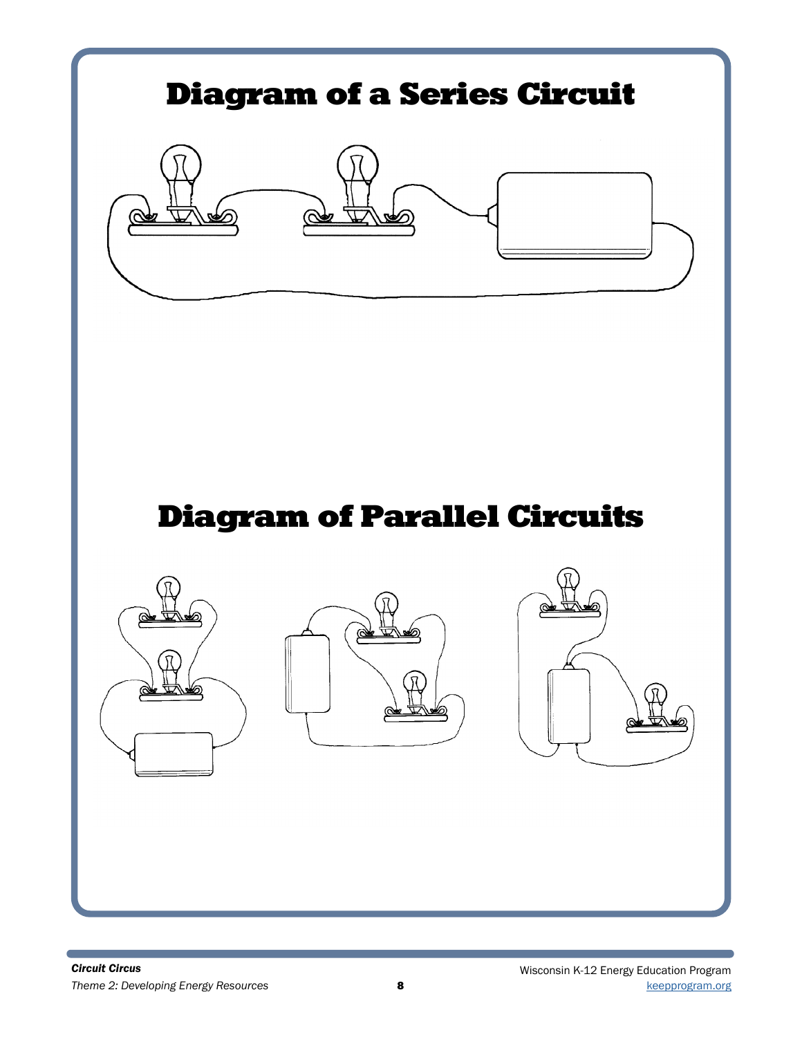# Diagram of a Series Circuit

# Diagram of Parallel Circuits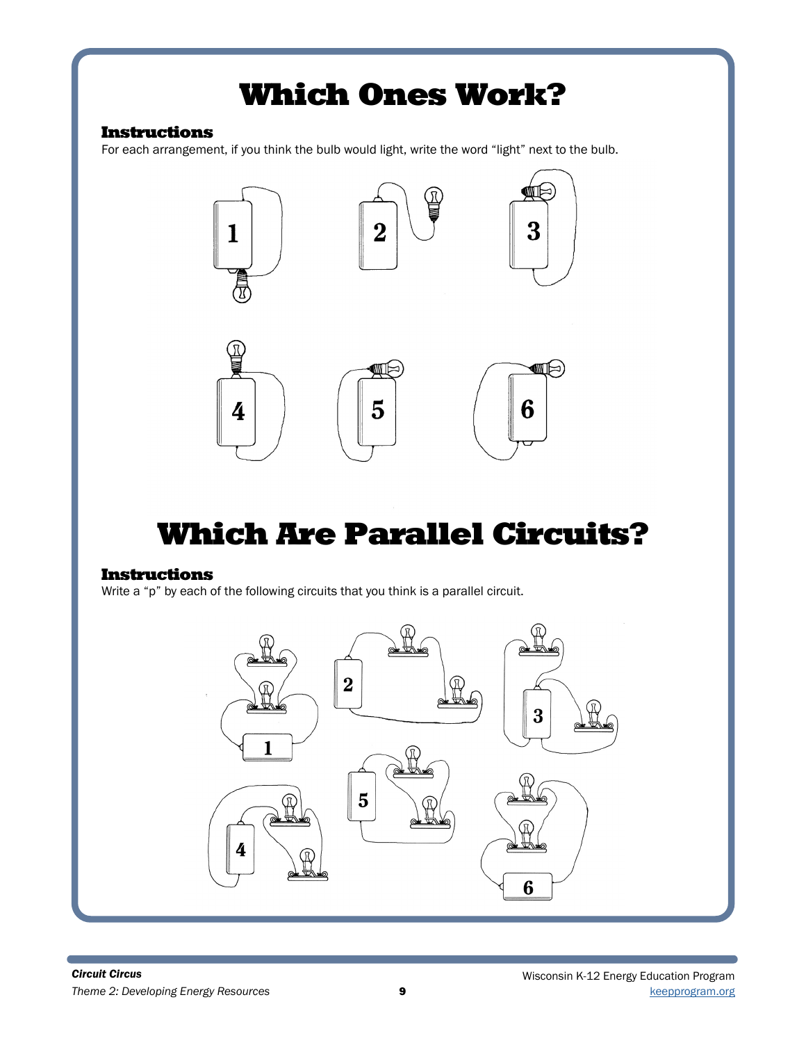# Which Ones Work?

**Instructions**

For each arrangement, if you think the bulb would light, write the word "light" next to the bulb.

1 2 3

4 5 6

# Which Are Parallel Circuits?

**Instructions**

Write a "p" by each of the following circuits that you think is a parallel circuit.

1 2 3

4 5 6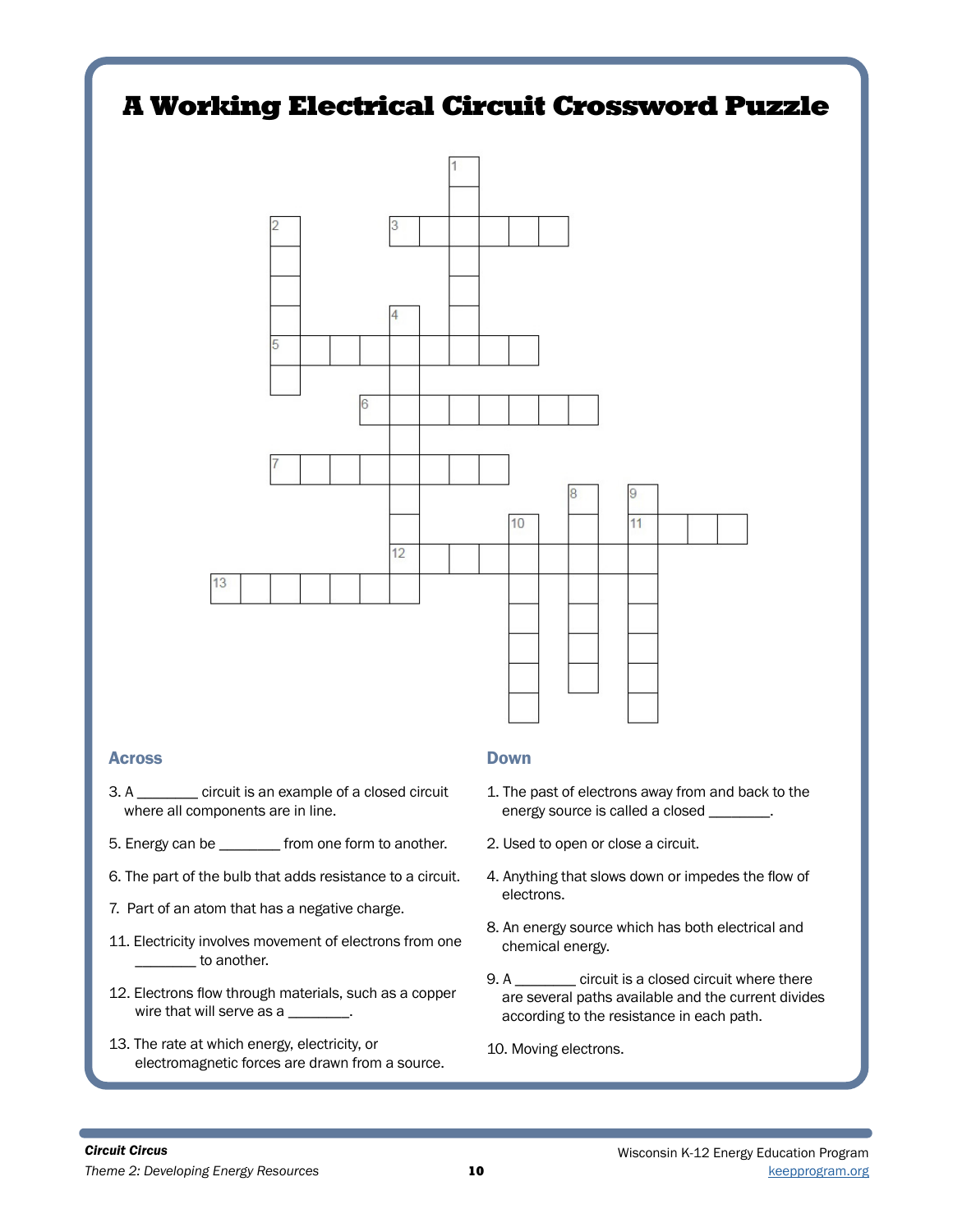# A Working Electrical Circuit Crossword Puzzle

## Across

3. A ________ circuit is an example of a closed circuit where all components are in line.

5. Energy can be ________ from one form to another.

6. The part of the bulb that adds resistance to a circuit.

7. Part of an atom that has a negative charge.

11. Electricity involves movement of electrons from one ________ to another.

12. Electrons flow through materials, such as a copper wire that will serve as a ________.

13. The rate at which energy, electricity, or electromagnetic forces are drawn from a source.

## Down

1. The past of electrons away from and back to the energy source is called a closed ________.

2. Used to open or close a circuit.

4. Anything that slows down or impedes the flow of electrons.

8. An energy source which has both electrical and chemical energy.

9. A ________ circuit is a closed circuit where there are several paths available and the current divides according to the resistance in each path.

10. Moving electrons.